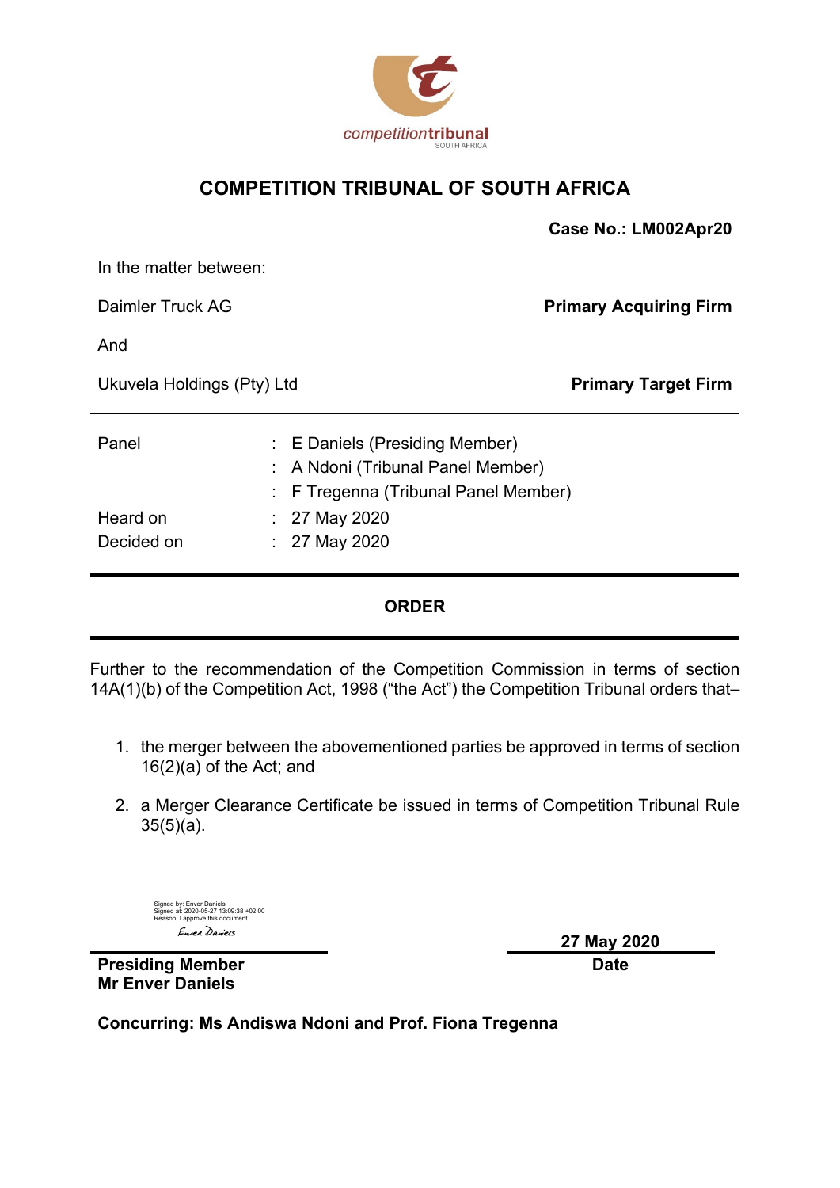competitiontribunal
SOUTH AFRICA

# COMPETITION TRIBUNAL OF SOUTH AFRICA

**Case No.: LM002Apr20**

In the matter between:

Daimler Truck AG — **Primary Acquiring Firm**

And

Ukuvela Holdings (Pty) Ltd — **Primary Target Firm**

| | | |
|---|---|---|
| Panel | : | E Daniels (Presiding Member) |
| | : | A Ndoni (Tribunal Panel Member) |
| | : | F Tregenna (Tribunal Panel Member) |
| Heard on | : | 27 May 2020 |
| Decided on | : | 27 May 2020 |

## ORDER

Further to the recommendation of the Competition Commission in terms of section 14A(1)(b) of the Competition Act, 1998 ("the Act") the Competition Tribunal orders that–

1. the merger between the abovementioned parties be approved in terms of section 16(2)(a) of the Act; and
2. a Merger Clearance Certificate be issued in terms of Competition Tribunal Rule 35(5)(a).

Signed by: Enver Daniels
Signed at: 2020-05-27 13:09:38 +02:00
Reason: I approve this document

Enver Daniels

**Presiding Member**
**Mr Enver Daniels**

**27 May 2020**
**Date**

**Concurring: Ms Andiswa Ndoni and Prof. Fiona Tregenna**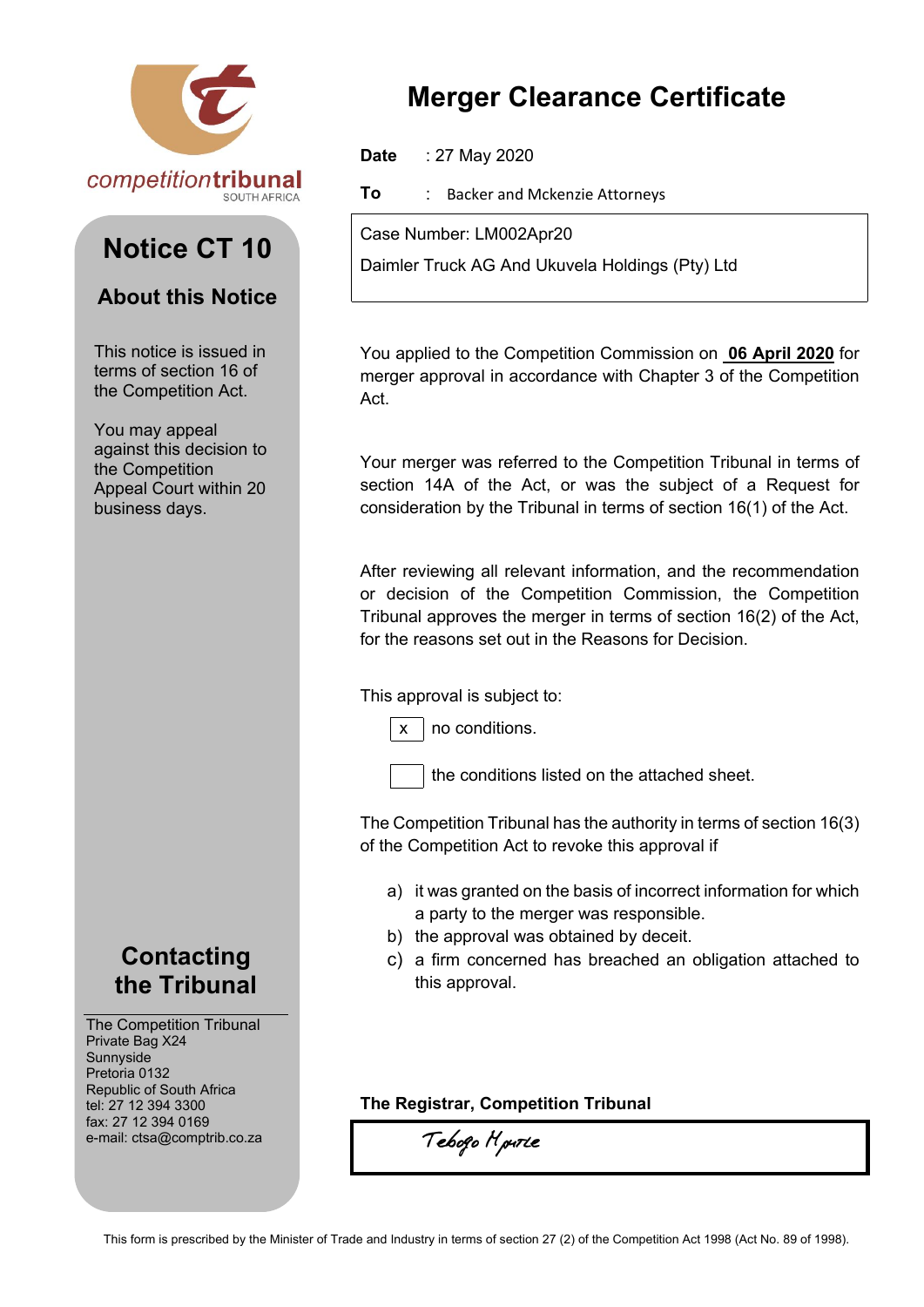competitiontribunal
SOUTH AFRICA

## Notice CT 10

### About this Notice

This notice is issued in terms of section 16 of the Competition Act.

You may appeal against this decision to the Competition Appeal Court within 20 business days.

### Contacting the Tribunal

The Competition Tribunal
Private Bag X24
Sunnyside
Pretoria 0132
Republic of South Africa
tel: 27 12 394 3300
fax: 27 12 394 0169
e-mail: ctsa@comptrib.co.za

# Merger Clearance Certificate

**Date** : 27 May 2020

**To** : Backer and Mckenzie Attorneys

Case Number: LM002Apr20

Daimler Truck AG And Ukuvela Holdings (Pty) Ltd

You applied to the Competition Commission on **06 April 2020** for merger approval in accordance with Chapter 3 of the Competition Act.

Your merger was referred to the Competition Tribunal in terms of section 14A of the Act, or was the subject of a Request for consideration by the Tribunal in terms of section 16(1) of the Act.

After reviewing all relevant information, and the recommendation or decision of the Competition Commission, the Competition Tribunal approves the merger in terms of section 16(2) of the Act, for the reasons set out in the Reasons for Decision.

This approval is subject to:

- [x] no conditions.
- [ ] the conditions listed on the attached sheet.

The Competition Tribunal has the authority in terms of section 16(3) of the Competition Act to revoke this approval if

a) it was granted on the basis of incorrect information for which a party to the merger was responsible.
b) the approval was obtained by deceit.
c) a firm concerned has breached an obligation attached to this approval.

**The Registrar, Competition Tribunal**

Tebogo Mputle

This form is prescribed by the Minister of Trade and Industry in terms of section 27 (2) of the Competition Act 1998 (Act No. 89 of 1998).